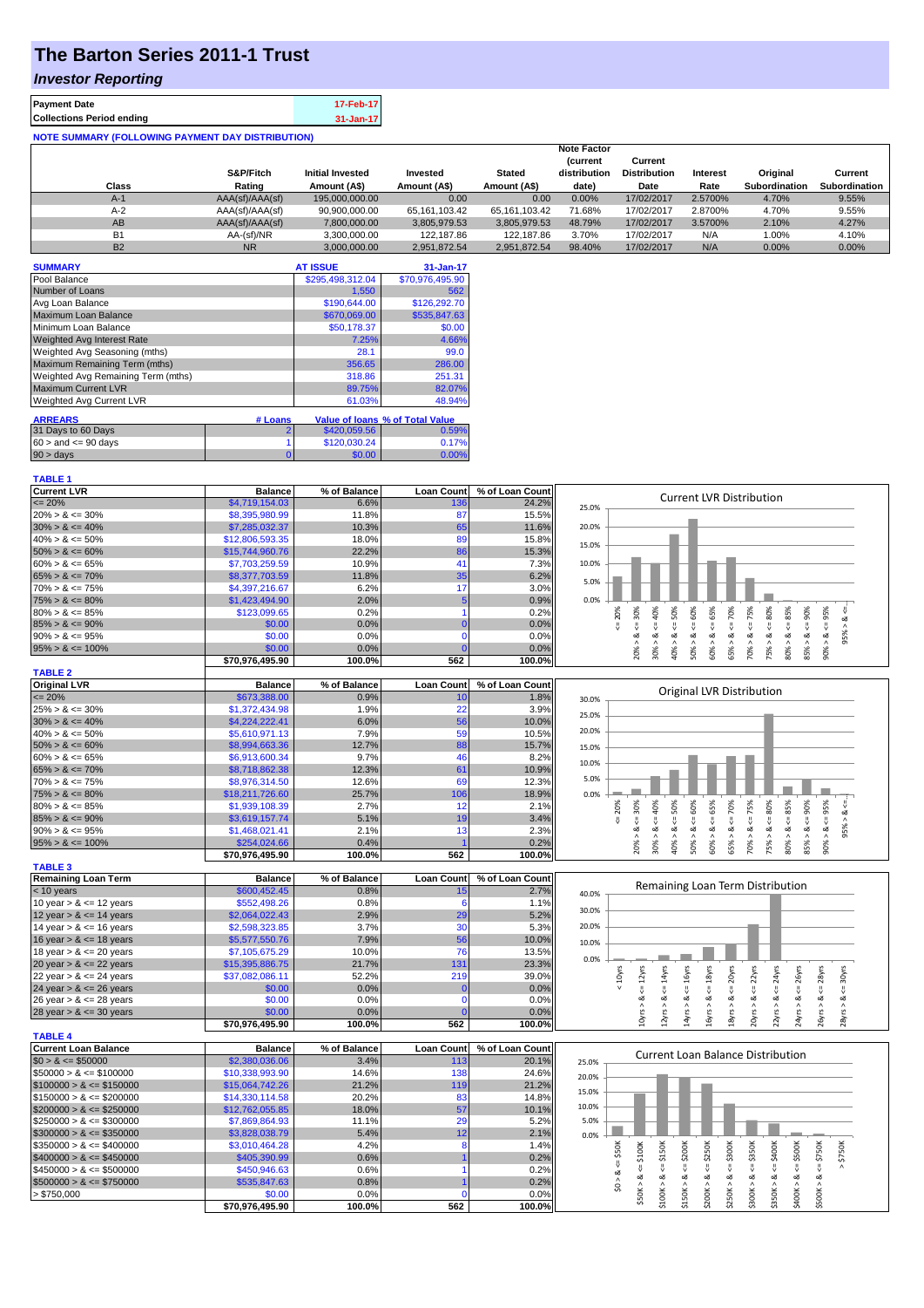# The Barton Series 2011-1 Trust

## *Investor Reporting*

| Payment Date | 17-Feb-17 |
|---|---|
| Collections Period ending | 31-Jan-17 |

**NOTE SUMMARY (FOLLOWING PAYMENT DAY DISTRIBUTION)**

| Class | S&P/Fitch Rating | Initial Invested Amount (A$) | Invested Amount (A$) | Stated Amount (A$) | Note Factor (current distribution date) | Current Distribution Date | Interest Rate | Original Subordination | Current Subordination |
|---|---|---|---|---|---|---|---|---|---|
| A-1 | AAA(sf)/AAA(sf) | 195,000,000.00 | 0.00 | 0.00 | 0.00% | 17/02/2017 | 2.5700% | 4.70% | 9.55% |
| A-2 | AAA(sf)/AAA(sf) | 90,900,000.00 | 65,161,103.42 | 65,161,103.42 | 71.68% | 17/02/2017 | 2.8700% | 4.70% | 9.55% |
| AB | AAA(sf)/AAA(sf) | 7,800,000.00 | 3,805,979.53 | 3,805,979.53 | 48.79% | 17/02/2017 | 3.5700% | 2.10% | 4.27% |
| B1 | AA-(sf)/NR | 3,300,000.00 | 122,187.86 | 122,187.86 | 3.70% | 17/02/2017 | N/A | 1.00% | 4.10% |
| B2 | NR | 3,000,000.00 | 2,951,872.54 | 2,951,872.54 | 98.40% | 17/02/2017 | N/A | 0.00% | 0.00% |

| SUMMARY | AT ISSUE | 31-Jan-17 |
|---|---|---|
| Pool Balance | $295,498,312.04 | $70,976,495.90 |
| Number of Loans | 1,550 | 562 |
| Avg Loan Balance | $190,644.00 | $126,292.70 |
| Maximum Loan Balance | $670,069.00 | $535,847.63 |
| Minimum Loan Balance | $50,178.37 | $0.00 |
| Weighted Avg Interest Rate | 7.25% | 4.66% |
| Weighted Avg Seasoning (mths) | 28.1 | 99.0 |
| Maximum Remaining Term (mths) | 356.65 | 286.00 |
| Weighted Avg Remaining Term (mths) | 318.86 | 251.31 |
| Maximum Current LVR | 89.75% | 82.07% |
| Weighted Avg Current LVR | 61.03% | 48.94% |

| ARREARS | # Loans | Value of loans | % of Total Value |
|---|---|---|---|
| 31 Days to 60 Days | 2 | $420,059.56 | 0.59% |
| 60 > and <= 90 days | 1 | $120,030.24 | 0.17% |
| 90 > days | 0 | $0.00 | 0.00% |

**TABLE 1**

| Current LVR | Balance | % of Balance | Loan Count | % of Loan Count |
|---|---|---|---|---|
| <= 20% | $4,719,154.03 | 6.6% | 136 | 24.2% |
| 20% > & <= 30% | $8,395,980.99 | 11.8% | 87 | 15.5% |
| 30% > & <= 40% | $7,285,032.37 | 10.3% | 65 | 11.6% |
| 40% > & <= 50% | $12,806,593.35 | 18.0% | 89 | 15.8% |
| 50% > & <= 60% | $15,744,960.76 | 22.2% | 86 | 15.3% |
| 60% > & <= 65% | $7,703,259.59 | 10.9% | 41 | 7.3% |
| 65% > & <= 70% | $8,377,703.59 | 11.8% | 35 | 6.2% |
| 70% > & <= 75% | $4,397,216.67 | 6.2% | 17 | 3.0% |
| 75% > & <= 80% | $1,423,494.90 | 2.0% | 5 | 0.9% |
| 80% > & <= 85% | $123,099.65 | 0.2% | 1 | 0.2% |
| 85% > & <= 90% | $0.00 | 0.0% | 0 | 0.0% |
| 90% > & <= 95% | $0.00 | 0.0% | 0 | 0.0% |
| 95% > & <= 100% | $0.00 | 0.0% | 0 | 0.0% |
| | $70,976,495.90 | 100.0% | 562 | 100.0% |

**TABLE 2**

| Original LVR | Balance | % of Balance | Loan Count | % of Loan Count |
|---|---|---|---|---|
| <= 20% | $673,388.00 | 0.9% | 10 | 1.8% |
| 25% > & <= 30% | $1,372,434.98 | 1.9% | 22 | 3.9% |
| 30% > & <= 40% | $4,224,222.41 | 6.0% | 56 | 10.0% |
| 40% > & <= 50% | $5,610,971.13 | 7.9% | 59 | 10.5% |
| 50% > & <= 60% | $8,994,663.36 | 12.7% | 88 | 15.7% |
| 60% > & <= 65% | $6,913,600.34 | 9.7% | 46 | 8.2% |
| 65% > & <= 70% | $8,718,862.38 | 12.3% | 61 | 10.9% |
| 70% > & <= 75% | $8,976,314.50 | 12.6% | 69 | 12.3% |
| 75% > & <= 80% | $18,211,726.60 | 25.7% | 106 | 18.9% |
| 80% > & <= 85% | $1,939,108.39 | 2.7% | 12 | 2.1% |
| 85% > & <= 90% | $3,619,157.74 | 5.1% | 19 | 3.4% |
| 90% > & <= 95% | $1,468,021.41 | 2.1% | 13 | 2.3% |
| 95% > & <= 100% | $254,024.66 | 0.4% | 1 | 0.2% |
| | $70,976,495.90 | 100.0% | 562 | 100.0% |

**TABLE 3**

| Remaining Loan Term | Balance | % of Balance | Loan Count | % of Loan Count |
|---|---|---|---|---|
| < 10 years | $600,452.45 | 0.8% | 15 | 2.7% |
| 10 year > & <= 12 years | $552,498.26 | 0.8% | 6 | 1.1% |
| 12 year > & <= 14 years | $2,064,022.43 | 2.9% | 29 | 5.2% |
| 14 year > & <= 16 years | $2,598,323.85 | 3.7% | 30 | 5.3% |
| 16 year > & <= 18 years | $5,577,550.76 | 7.9% | 56 | 10.0% |
| 18 year > & <= 20 years | $7,105,675.29 | 10.0% | 76 | 13.5% |
| 20 year > & <= 22 years | $15,395,886.75 | 21.7% | 131 | 23.3% |
| 22 year > & <= 24 years | $37,082,086.11 | 52.2% | 219 | 39.0% |
| 24 year > & <= 26 years | $0.00 | 0.0% | 0 | 0.0% |
| 26 year > & <= 28 years | $0.00 | 0.0% | 0 | 0.0% |
| 28 year > & <= 30 years | $0.00 | 0.0% | 0 | 0.0% |
| | $70,976,495.90 | 100.0% | 562 | 100.0% |

**TABLE 4**

| Current Loan Balance | Balance | % of Balance | Loan Count | % of Loan Count |
|---|---|---|---|---|
| $0 > & <= $50000 | $2,380,036.06 | 3.4% | 113 | 20.1% |
| $50000 > & <= $100000 | $10,338,993.90 | 14.6% | 138 | 24.6% |
| $100000 > & <= $150000 | $15,064,742.26 | 21.2% | 119 | 21.2% |
| $150000 > & <= $200000 | $14,330,114.58 | 20.2% | 83 | 14.8% |
| $200000 > & <= $250000 | $12,762,055.85 | 18.0% | 57 | 10.1% |
| $250000 > & <= $300000 | $7,869,864.93 | 11.1% | 29 | 5.2% |
| $300000 > & <= $350000 | $3,828,038.79 | 5.4% | 12 | 2.1% |
| $350000 > & <= $400000 | $3,010,464.28 | 4.2% | 8 | 1.4% |
| $400000 > & <= $450000 | $405,390.99 | 0.6% | 1 | 0.2% |
| $450000 > & <= $500000 | $450,946.63 | 0.6% | 1 | 0.2% |
| $500000 > & <= $750000 | $535,847.63 | 0.8% | 1 | 0.2% |
| > $750,000 | $0.00 | 0.0% | 0 | 0.0% |
| | $70,976,495.90 | 100.0% | 562 | 100.0% |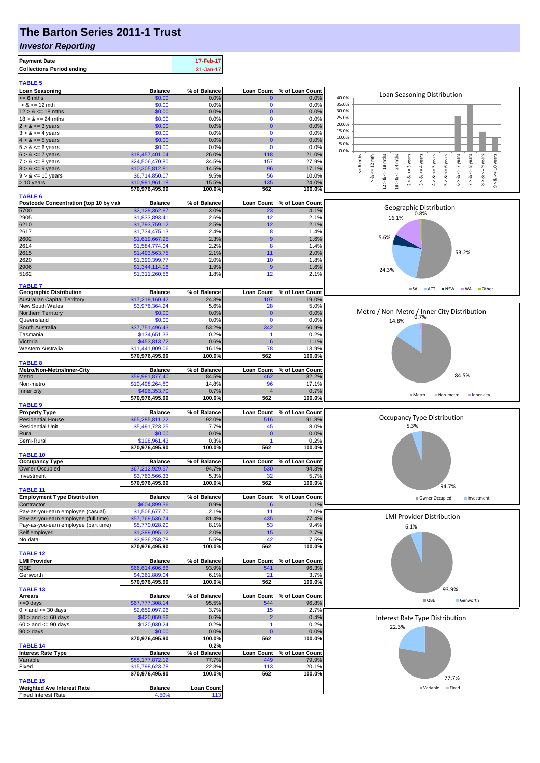# The Barton Series 2011-1 Trust

## *Investor Reporting*

| | |
|---|---|
| **Payment Date** | 17-Feb-17 |
| **Collections Period ending** | 31-Jan-17 |

**TABLE 5**

| Loan Seasoning | Balance | % of Balance | Loan Count | % of Loan Count |
|---|---|---|---|---|
| <= 6 mths | $0.00 | 0.0% | 0 | 0.0% |
| > & <= 12 mth | $0.00 | 0.0% | 0 | 0.0% |
| 12 > & <= 18 mths | $0.00 | 0.0% | 0 | 0.0% |
| 18 > & <= 24 mths | $0.00 | 0.0% | 0 | 0.0% |
| 2 > & <= 3 years | $0.00 | 0.0% | 0 | 0.0% |
| 3 > & <= 4 years | $0.00 | 0.0% | 0 | 0.0% |
| 4 > & <= 5 years | $0.00 | 0.0% | 0 | 0.0% |
| 5 > & <= 6 years | $0.00 | 0.0% | 0 | 0.0% |
| 6 > & <= 7 years | $18,457,401.04 | 26.0% | 118 | 21.0% |
| 7 > & <= 8 years | $24,506,470.80 | 34.5% | 157 | 27.9% |
| 8 > & <= 9 years | $10,305,812.81 | 14.5% | 96 | 17.1% |
| 9 > & <= 10 years | $6,714,850.07 | 9.5% | 56 | 10.0% |
| > 10 years | $10,991,961.18 | 15.5% | 135 | 24.0% |
| | $70,976,495.90 | 100.0% | 562 | 100.0% |

Loan Seasoning Distribution

40.0%
35.0%
30.0%
25.0%
20.0%
15.0%
10.0%
5.0%
0.0%

<= 6 mths, > & <= 12 mth, 12 > & <= 18 mths, 18 > & <= 24 mths, 2 > & <= 3 years, 3 > & <= 4 years, 4 > & <= 5 years, 5 > & <= 6 years, 6 > & <= 7 years, 7 > & <= 8 years, 8 > & <= 9 years, 9 > & <= 10 years

**TABLE 6**

| Postcode Concentration (top 10 by value) | Balance | % of Balance | Loan Count | % of Loan Count |
|---|---|---|---|---|
| 5700 | $2,129,362.87 | 3.0% | 23 | 4.1% |
| 2905 | $1,833,893.41 | 2.6% | 12 | 2.1% |
| 6210 | $1,793,759.12 | 2.5% | 12 | 2.1% |
| 2617 | $1,734,475.13 | 2.4% | 8 | 1.4% |
| 2602 | $1,619,667.95 | 2.3% | 9 | 1.6% |
| 2614 | $1,584,774.04 | 2.2% | 8 | 1.4% |
| 2615 | $1,493,563.75 | 2.1% | 11 | 2.0% |
| 2620 | $1,390,399.77 | 2.0% | 10 | 1.8% |
| 2906 | $1,344,114.18 | 1.9% | 9 | 1.6% |
| 5162 | $1,311,260.56 | 1.8% | 12 | 2.1% |

Geographic Distribution

0.8%
16.1%
5.6%
53.2%
24.3%

SA ACT NSW WA Other

**TABLE 7**

| Geographic Distribution | Balance | % of Balance | Loan Count | % of Loan Count |
|---|---|---|---|---|
| Australian Capital Territory | $17,219,160.42 | 24.3% | 107 | 19.0% |
| New South Wales | $3,976,364.94 | 5.6% | 28 | 5.0% |
| Northern Territory | $0.00 | 0.0% | 0 | 0.0% |
| Queensland | $0.00 | 0.0% | 0 | 0.0% |
| South Australia | $37,751,496.43 | 53.2% | 342 | 60.9% |
| Tasmania | $134,651.33 | 0.2% | 1 | 0.2% |
| Victoria | $453,813.72 | 0.6% | 6 | 1.1% |
| Western Australia | $11,441,009.06 | 16.1% | 78 | 13.9% |
| | $70,976,495.90 | 100.0% | 562 | 100.0% |

Metro / Non-Metro / Inner City Distribution

0.7%
14.8%
84.5%

Metro Non-metro Inner city

**TABLE 8**

| Metro/Non-Metro/Inner-City | Balance | % of Balance | Loan Count | % of Loan Count |
|---|---|---|---|---|
| Metro | $59,981,877.40 | 84.5% | 462 | 82.2% |
| Non-metro | $10,498,264.80 | 14.8% | 96 | 17.1% |
| Inner city | $496,353.70 | 0.7% | 4 | 0.7% |
| | $70,976,495.90 | 100.0% | 562 | 100.0% |

**TABLE 9**

| Property Type | Balance | % of Balance | Loan Count | % of Loan Count |
|---|---|---|---|---|
| Residential House | $65,285,811.22 | 92.0% | 516 | 91.8% |
| Residential Unit | $5,491,723.25 | 7.7% | 45 | 8.0% |
| Rural | $0.00 | 0.0% | 0 | 0.0% |
| Semi-Rural | $198,961.43 | 0.3% | 1 | 0.2% |
| | $70,976,495.90 | 100.0% | 562 | 100.0% |

Occupancy Type Distribution

5.3%
94.7%

Owner Occupied Investment

**TABLE 10**

| Occupancy Type | Balance | % of Balance | Loan Count | % of Loan Count |
|---|---|---|---|---|
| Owner Occupied | $67,212,929.57 | 94.7% | 530 | 94.3% |
| Investment | $3,763,566.33 | 5.3% | 32 | 5.7% |
| | $70,976,495.90 | 100.0% | 562 | 100.0% |

**TABLE 11**

| Employment Type Distribution | Balance | % of Balance | Loan Count | % of Loan Count |
|---|---|---|---|---|
| Contractor | $604,899.36 | 0.9% | 6 | 1.1% |
| Pay-as-you-earn employee (casual) | $1,506,677.70 | 2.1% | 11 | 2.0% |
| Pay-as-you-earn employee (full time) | $57,769,536.74 | 81.4% | 435 | 77.4% |
| Pay-as-you-earn employee (part time) | $5,770,028.20 | 8.1% | 53 | 9.4% |
| Self employed | $1,389,095.12 | 2.0% | 15 | 2.7% |
| No data | $3,936,258.78 | 5.5% | 42 | 7.5% |
| | $70,976,495.90 | 100.0% | 562 | 100.0% |

LMI Provider Distribution

6.1%
93.9%

QBE Genworth

**TABLE 12**

| LMI Provider | Balance | % of Balance | Loan Count | % of Loan Count |
|---|---|---|---|---|
| QBE | $66,614,606.86 | 93.9% | 541 | 96.3% |
| Genworth | $4,361,889.04 | 6.1% | 21 | 3.7% |
| | $70,976,495.90 | 100.0% | 562 | 100.0% |

**TABLE 13**

| Arrears | Balance | % of Balance | Loan Count | % of Loan Count |
|---|---|---|---|---|
| <=0 days | $67,777,308.14 | 95.5% | 544 | 96.8% |
| 0 > and <= 30 days | $2,659,097.96 | 3.7% | 15 | 2.7% |
| 30 > and <= 60 days | $420,059.56 | 0.6% | 2 | 0.4% |
| 60 > and <= 90 days | $120,030.24 | 0.2% | 1 | 0.2% |
| 90 > days | $0.00 | 0.0% | 0 | 0.0% |
| | $70,976,495.90 | 100.0% | 562 | 100.0% |
| | | 0.2% | | |

Interest Rate Type Distribution

22.3%
77.7%

Variable Fixed

**TABLE 14**

| Interest Rate Type | Balance | % of Balance | Loan Count | % of Loan Count |
|---|---|---|---|---|
| Variable | $55,177,872.12 | 77.7% | 449 | 79.9% |
| Fixed | $15,798,623.78 | 22.3% | 113 | 20.1% |
| | $70,976,495.90 | 100.0% | 562 | 100.0% |

**TABLE 15**

| Weighted Ave Interest Rate | Balance | Loan Count |
|---|---|---|
| Fixed Interest Rate | 4.50% | 113 |